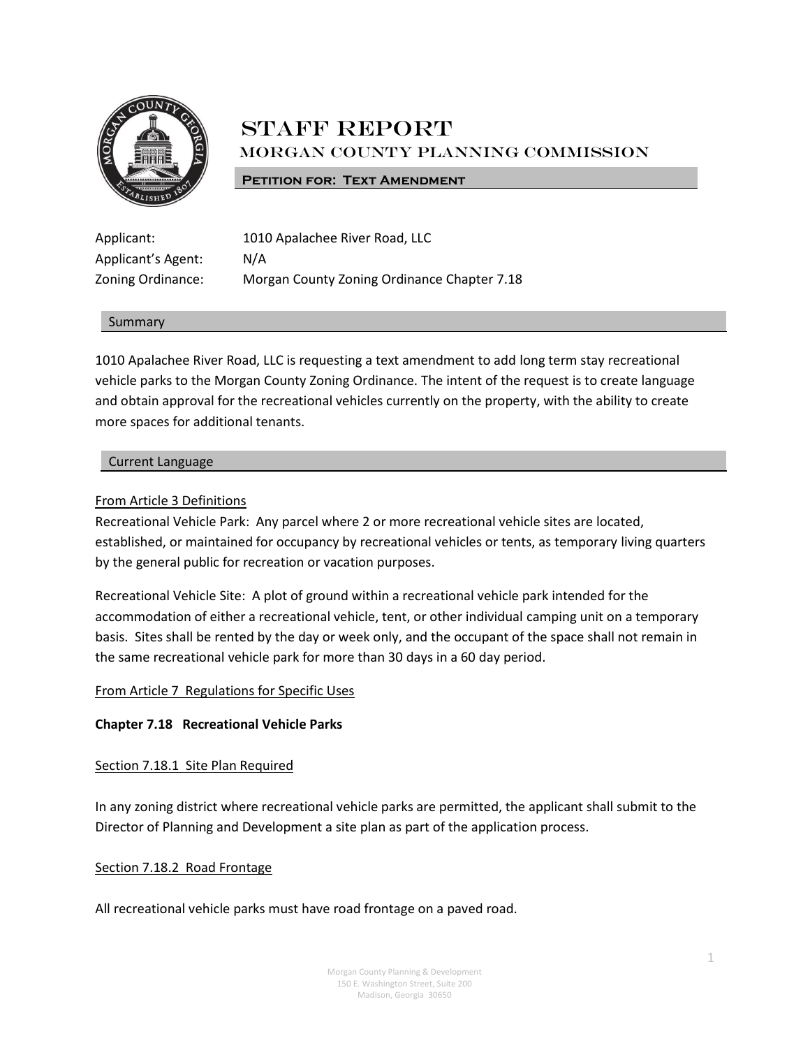# STAFF REPORT

## MORGAN COUNTY PLANNING COMMISSION

**PETITION FOR: TEXT AMENDMENT**

Applicant: 1010 Apalachee River Road, LLC
Applicant's Agent: N/A
Zoning Ordinance: Morgan County Zoning Ordinance Chapter 7.18

### Summary

1010 Apalachee River Road, LLC is requesting a text amendment to add long term stay recreational vehicle parks to the Morgan County Zoning Ordinance. The intent of the request is to create language and obtain approval for the recreational vehicles currently on the property, with the ability to create more spaces for additional tenants.

### Current Language

From Article 3 Definitions

Recreational Vehicle Park: Any parcel where 2 or more recreational vehicle sites are located, established, or maintained for occupancy by recreational vehicles or tents, as temporary living quarters by the general public for recreation or vacation purposes.

Recreational Vehicle Site: A plot of ground within a recreational vehicle park intended for the accommodation of either a recreational vehicle, tent, or other individual camping unit on a temporary basis. Sites shall be rented by the day or week only, and the occupant of the space shall not remain in the same recreational vehicle park for more than 30 days in a 60 day period.

From Article 7 Regulations for Specific Uses

**Chapter 7.18 Recreational Vehicle Parks**

Section 7.18.1 Site Plan Required

In any zoning district where recreational vehicle parks are permitted, the applicant shall submit to the Director of Planning and Development a site plan as part of the application process.

Section 7.18.2 Road Frontage

All recreational vehicle parks must have road frontage on a paved road.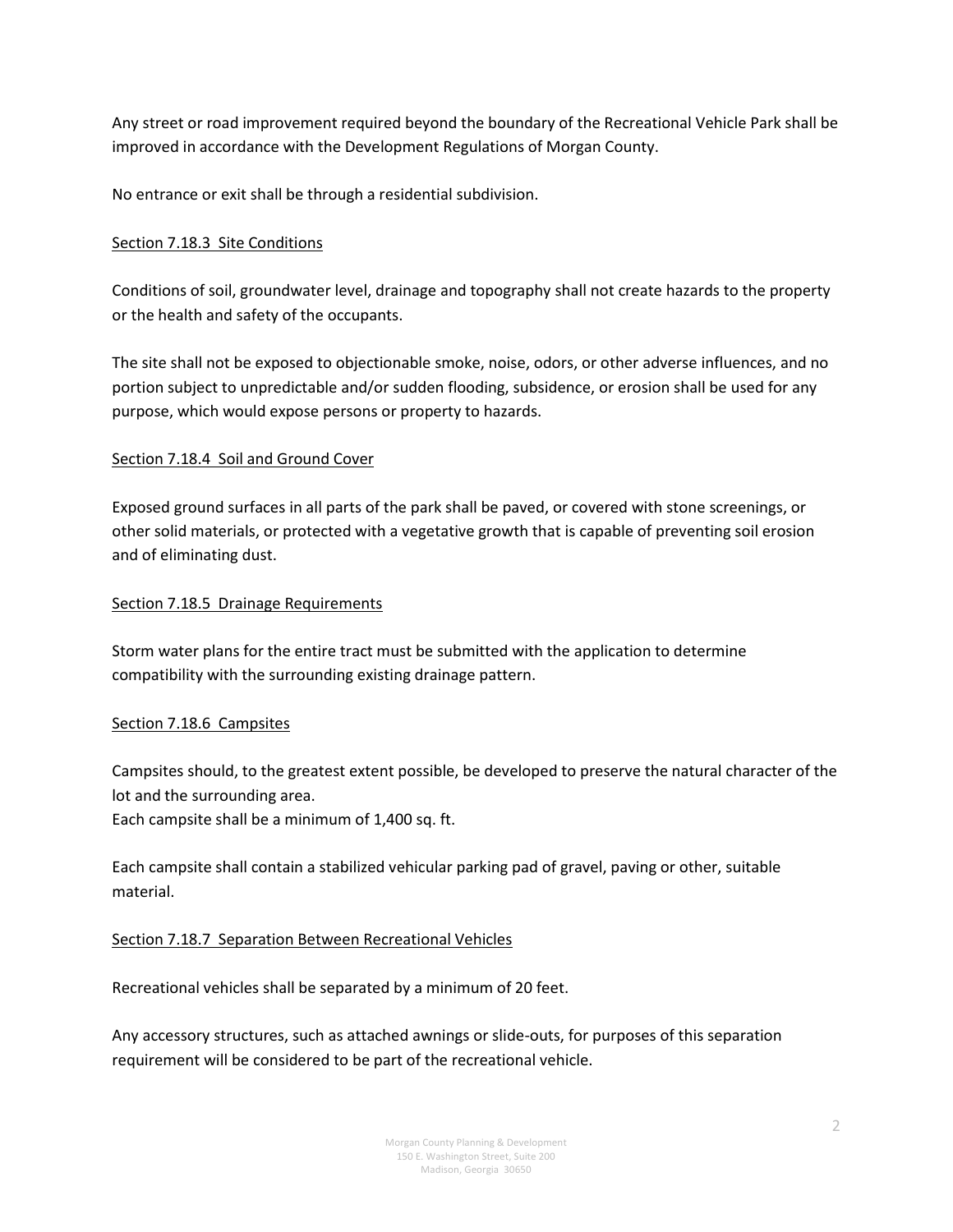Any street or road improvement required beyond the boundary of the Recreational Vehicle Park shall be improved in accordance with the Development Regulations of Morgan County.

No entrance or exit shall be through a residential subdivision.

## Section 7.18.3 Site Conditions

Conditions of soil, groundwater level, drainage and topography shall not create hazards to the property or the health and safety of the occupants.

The site shall not be exposed to objectionable smoke, noise, odors, or other adverse influences, and no portion subject to unpredictable and/or sudden flooding, subsidence, or erosion shall be used for any purpose, which would expose persons or property to hazards.

## Section 7.18.4 Soil and Ground Cover

Exposed ground surfaces in all parts of the park shall be paved, or covered with stone screenings, or other solid materials, or protected with a vegetative growth that is capable of preventing soil erosion and of eliminating dust.

## Section 7.18.5 Drainage Requirements

Storm water plans for the entire tract must be submitted with the application to determine compatibility with the surrounding existing drainage pattern.

## Section 7.18.6 Campsites

Campsites should, to the greatest extent possible, be developed to preserve the natural character of the lot and the surrounding area.
Each campsite shall be a minimum of 1,400 sq. ft.

Each campsite shall contain a stabilized vehicular parking pad of gravel, paving or other, suitable material.

## Section 7.18.7 Separation Between Recreational Vehicles

Recreational vehicles shall be separated by a minimum of 20 feet.

Any accessory structures, such as attached awnings or slide-outs, for purposes of this separation requirement will be considered to be part of the recreational vehicle.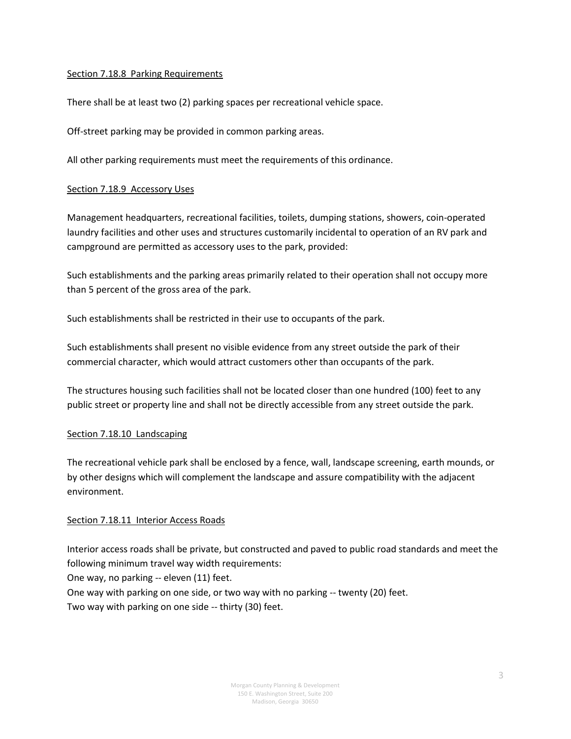Section 7.18.8 Parking Requirements

There shall be at least two (2) parking spaces per recreational vehicle space.

Off-street parking may be provided in common parking areas.

All other parking requirements must meet the requirements of this ordinance.

Section 7.18.9 Accessory Uses

Management headquarters, recreational facilities, toilets, dumping stations, showers, coin-operated laundry facilities and other uses and structures customarily incidental to operation of an RV park and campground are permitted as accessory uses to the park, provided:

Such establishments and the parking areas primarily related to their operation shall not occupy more than 5 percent of the gross area of the park.

Such establishments shall be restricted in their use to occupants of the park.

Such establishments shall present no visible evidence from any street outside the park of their commercial character, which would attract customers other than occupants of the park.

The structures housing such facilities shall not be located closer than one hundred (100) feet to any public street or property line and shall not be directly accessible from any street outside the park.

Section 7.18.10 Landscaping

The recreational vehicle park shall be enclosed by a fence, wall, landscape screening, earth mounds, or by other designs which will complement the landscape and assure compatibility with the adjacent environment.

Section 7.18.11 Interior Access Roads

Interior access roads shall be private, but constructed and paved to public road standards and meet the following minimum travel way width requirements:
One way, no parking -- eleven (11) feet.
One way with parking on one side, or two way with no parking -- twenty (20) feet.
Two way with parking on one side -- thirty (30) feet.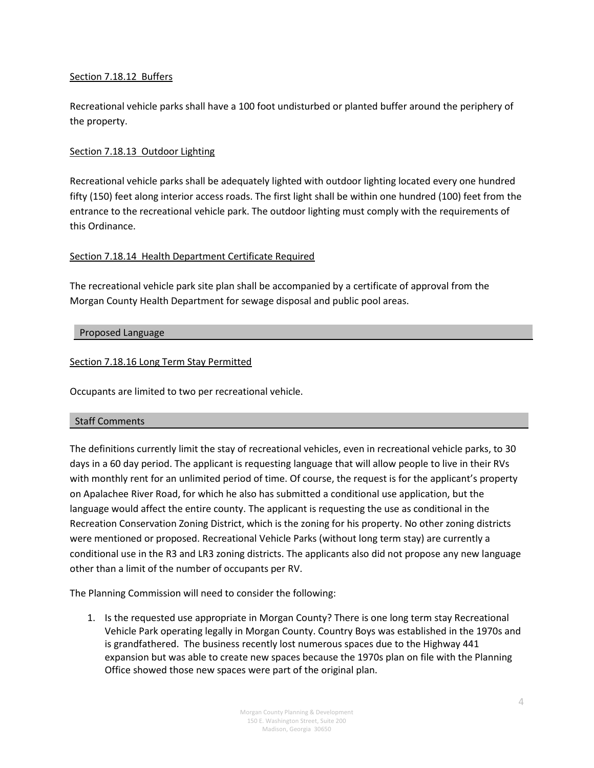Section 7.18.12 Buffers

Recreational vehicle parks shall have a 100 foot undisturbed or planted buffer around the periphery of the property.

Section 7.18.13 Outdoor Lighting

Recreational vehicle parks shall be adequately lighted with outdoor lighting located every one hundred fifty (150) feet along interior access roads. The first light shall be within one hundred (100) feet from the entrance to the recreational vehicle park. The outdoor lighting must comply with the requirements of this Ordinance.

Section 7.18.14 Health Department Certificate Required

The recreational vehicle park site plan shall be accompanied by a certificate of approval from the Morgan County Health Department for sewage disposal and public pool areas.

## Proposed Language

Section 7.18.16 Long Term Stay Permitted

Occupants are limited to two per recreational vehicle.

## Staff Comments

The definitions currently limit the stay of recreational vehicles, even in recreational vehicle parks, to 30 days in a 60 day period. The applicant is requesting language that will allow people to live in their RVs with monthly rent for an unlimited period of time. Of course, the request is for the applicant's property on Apalachee River Road, for which he also has submitted a conditional use application, but the language would affect the entire county. The applicant is requesting the use as conditional in the Recreation Conservation Zoning District, which is the zoning for his property. No other zoning districts were mentioned or proposed. Recreational Vehicle Parks (without long term stay) are currently a conditional use in the R3 and LR3 zoning districts. The applicants also did not propose any new language other than a limit of the number of occupants per RV.

The Planning Commission will need to consider the following:

1. Is the requested use appropriate in Morgan County? There is one long term stay Recreational Vehicle Park operating legally in Morgan County. Country Boys was established in the 1970s and is grandfathered. The business recently lost numerous spaces due to the Highway 441 expansion but was able to create new spaces because the 1970s plan on file with the Planning Office showed those new spaces were part of the original plan.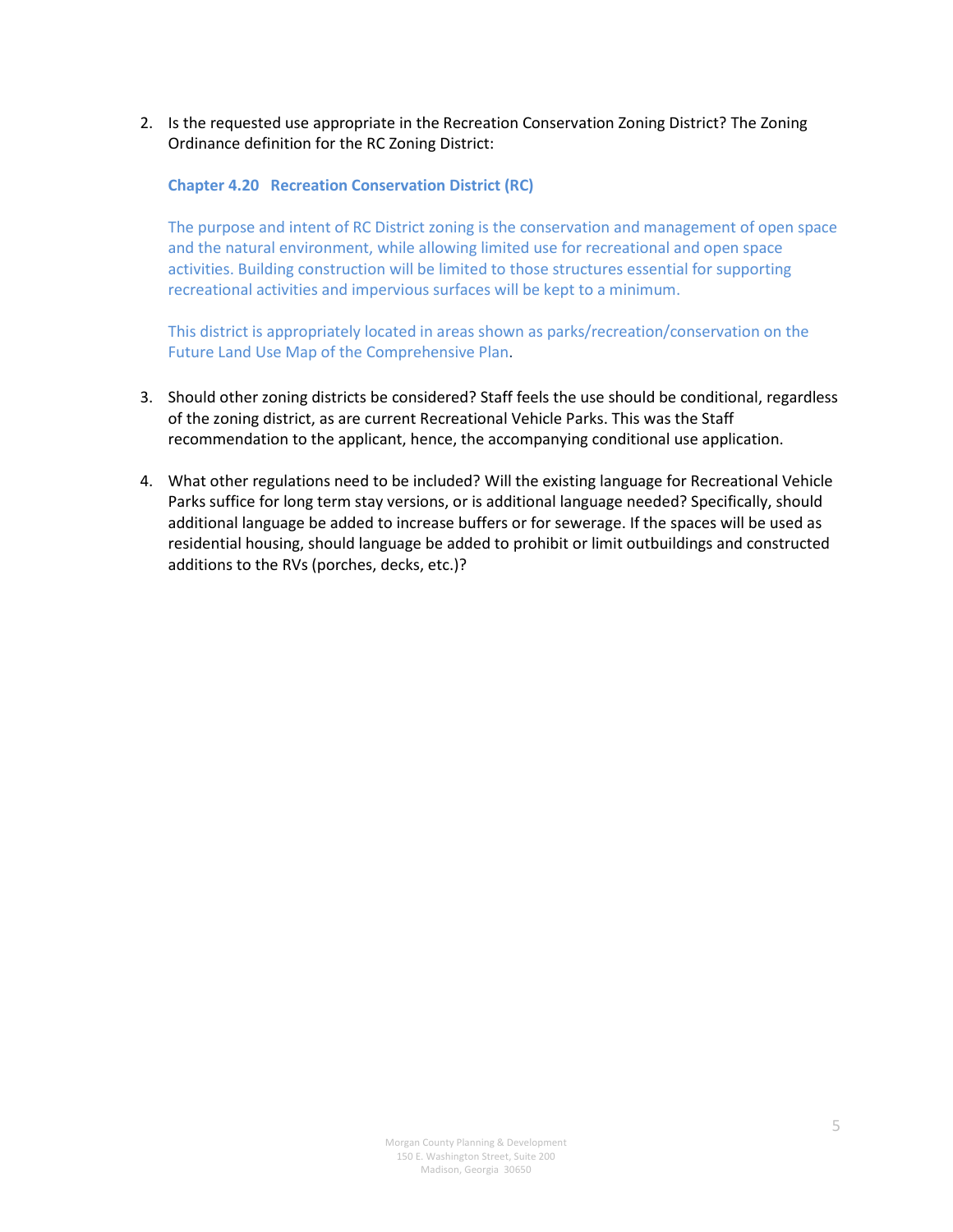2. Is the requested use appropriate in the Recreation Conservation Zoning District? The Zoning Ordinance definition for the RC Zoning District:

   **Chapter 4.20 Recreation Conservation District (RC)**

   The purpose and intent of RC District zoning is the conservation and management of open space and the natural environment, while allowing limited use for recreational and open space activities. Building construction will be limited to those structures essential for supporting recreational activities and impervious surfaces will be kept to a minimum.

   This district is appropriately located in areas shown as parks/recreation/conservation on the Future Land Use Map of the Comprehensive Plan.

3. Should other zoning districts be considered? Staff feels the use should be conditional, regardless of the zoning district, as are current Recreational Vehicle Parks. This was the Staff recommendation to the applicant, hence, the accompanying conditional use application.

4. What other regulations need to be included? Will the existing language for Recreational Vehicle Parks suffice for long term stay versions, or is additional language needed? Specifically, should additional language be added to increase buffers or for sewerage. If the spaces will be used as residential housing, should language be added to prohibit or limit outbuildings and constructed additions to the RVs (porches, decks, etc.)?